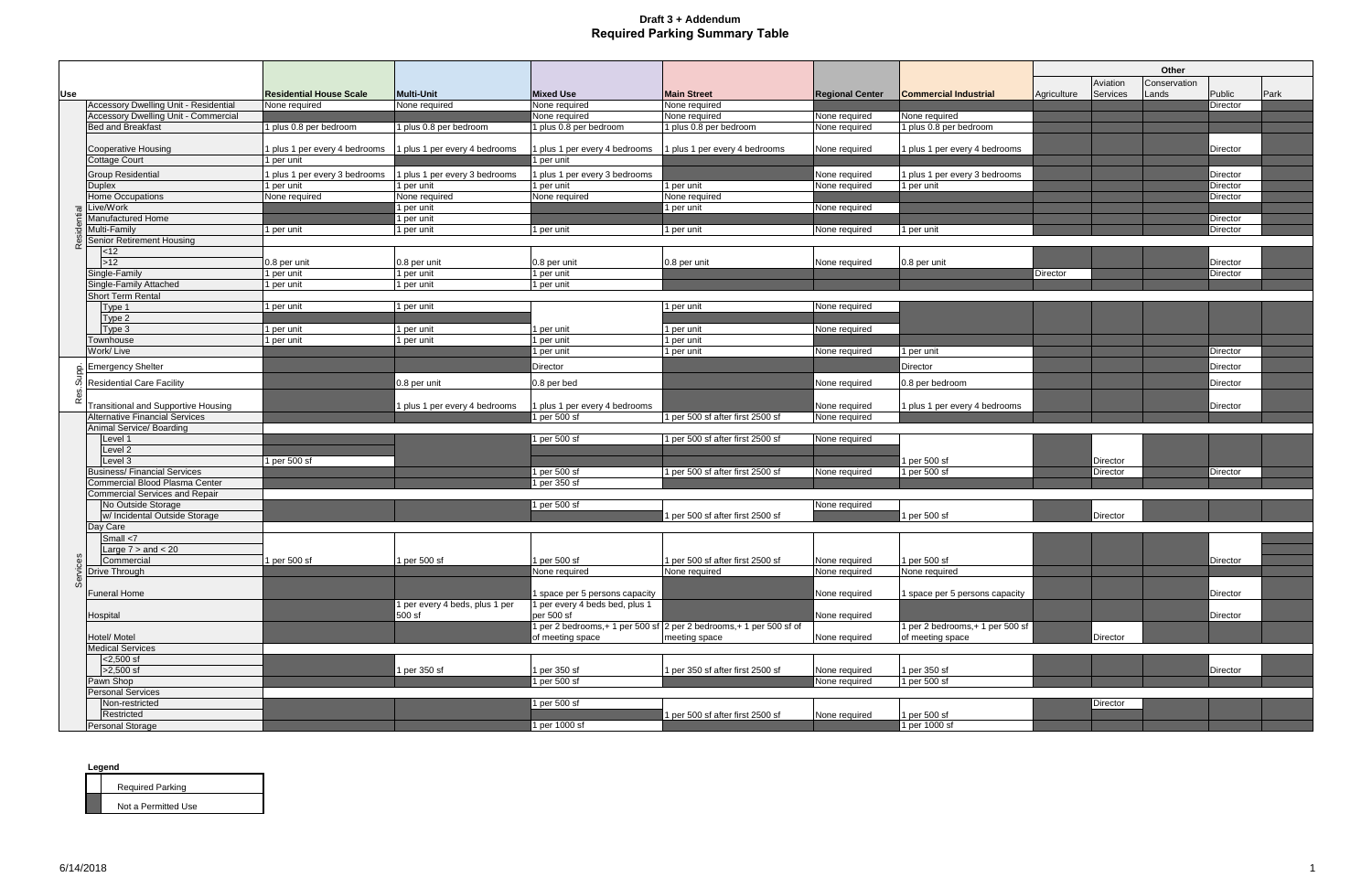# Draft 3 + Addendum
## Required Parking Summary Table

| Use | | Residential House Scale | Multi-Unit | Mixed Use | Main Street | Regional Center | Commercial Industrial | Other: Agriculture | Other: Aviation Services | Other: Conservation Lands | Other: Public | Other: Park |
|---|---|---|---|---|---|---|---|---|---|---|---|---|
| Residential | Accessory Dwelling Unit - Residential | None required | None required | None required | None required | | | | | | Director | |
| Residential | Accessory Dwelling Unit - Commercial | | | None required | None required | None required | None required | | | | | |
| Residential | Bed and Breakfast | 1 plus 0.8 per bedroom | 1 plus 0.8 per bedroom | 1 plus 0.8 per bedroom | 1 plus 0.8 per bedroom | None required | 1 plus 0.8 per bedroom | | | | | |
| Residential | Cooperative Housing | 1 plus 1 per every 4 bedrooms | 1 plus 1 per every 4 bedrooms | 1 plus 1 per every 4 bedrooms | 1 plus 1 per every 4 bedrooms | None required | 1 plus 1 per every 4 bedrooms | | | | Director | |
| Residential | Cottage Court | 1 per unit | | 1 per unit | | | | | | | | |
| Residential | Group Residential | 1 plus 1 per every 3 bedrooms | 1 plus 1 per every 3 bedrooms | 1 plus 1 per every 3 bedrooms | | None required | 1 plus 1 per every 3 bedrooms | | | | Director | |
| Residential | Duplex | 1 per unit | 1 per unit | 1 per unit | 1 per unit | None required | 1 per unit | | | | Director | |
| Residential | Home Occupations | None required | None required | None required | None required | | | | | | Director | |
| Residential | Live/Work | | 1 per unit | | 1 per unit | None required | | | | | | |
| Residential | Manufactured Home | | 1 per unit | | | | | | | | Director | |
| Residential | Multi-Family | 1 per unit | 1 per unit | 1 per unit | 1 per unit | None required | 1 per unit | | | | Director | |
| Residential | Senior Retirement Housing | | | | | | | | | | | |
| Residential | <12 | | | | | | | | | | | |
| Residential | >12 | 0.8 per unit | 0.8 per unit | 0.8 per unit | 0.8 per unit | None required | 0.8 per unit | | | | Director | |
| Residential | Single-Family | 1 per unit | 1 per unit | 1 per unit | | | | Director | | | Director | |
| Residential | Single-Family Attached | 1 per unit | 1 per unit | 1 per unit | | | | | | | | |
| Residential | Short Term Rental | | | | | | | | | | | |
| Residential | Type 1 | 1 per unit | 1 per unit | | 1 per unit | None required | | | | | | |
| Residential | Type 2 | | | | | | | | | | | |
| Residential | Type 3 | 1 per unit | 1 per unit | 1 per unit | 1 per unit | None required | | | | | | |
| Residential | Townhouse | 1 per unit | 1 per unit | 1 per unit | 1 per unit | | | | | | | |
| Residential | Work/ Live | | | 1 per unit | 1 per unit | None required | 1 per unit | | | | Director | |
| Res. Supp. | Emergency Shelter | | | Director | | | Director | | | | Director | |
| Res. Supp. | Residential Care Facility | | 0.8 per unit | 0.8 per bed | | None required | 0.8 per bedroom | | | | Director | |
| Res. Supp. | Transitional and Supportive Housing | | 1 plus 1 per every 4 bedrooms | 1 plus 1 per every 4 bedrooms | | None required | 1 plus 1 per every 4 bedrooms | | | | Director | |
| Services | Alternative Financial Services | | | 1 per 500 sf | 1 per 500 sf after first 2500 sf | None required | | | | | | |
| Services | Animal Service/ Boarding | | | | | | | | | | | |
| Services | Level 1 | | | 1 per 500 sf | 1 per 500 sf after first 2500 sf | None required | | | | | | |
| Services | Level 2 | | | | | | | | | | | |
| Services | Level 3 | 1 per 500 sf | | | | | 1 per 500 sf | | Director | | | |
| Services | Business/ Financial Services | | | 1 per 500 sf | 1 per 500 sf after first 2500 sf | None required | 1 per 500 sf | | Director | | Director | |
| Services | Commercial Blood Plasma Center | | | 1 per 350 sf | | | | | | | | |
| Services | Commercial Services and Repair | | | | | | | | | | | |
| Services | No Outside Storage | | | 1 per 500 sf | | None required | | | | | | |
| Services | w/ Incidental Outside Storage | | | | 1 per 500 sf after first 2500 sf | | 1 per 500 sf | | Director | | | |
| Services | Day Care | | | | | | | | | | | |
| Services | Small <7 | | | | | | | | | | | |
| Services | Large 7 > and < 20 | | | | | | | | | | | |
| Services | Commercial | 1 per 500 sf | 1 per 500 sf | 1 per 500 sf | 1 per 500 sf after first 2500 sf | None required | 1 per 500 sf | | | | Director | |
| Services | Drive Through | | | None required | None required | None required | None required | | | | | |
| Services | Funeral Home | | | 1 space per 5 persons capacity | | None required | 1 space per 5 persons capacity | | | | Director | |
| Services | Hospital | | 1 per every 4 beds, plus 1 per 500 sf | 1 per every 4 beds bed, plus 1 per 500 sf | | None required | | | | | Director | |
| Services | Hotel/ Motel | | | 1 per 2 bedrooms,+ 1 per 500 sf of meeting space | 2 per 2 bedrooms,+ 1 per 500 sf of meeting space | None required | 1 per 2 bedrooms,+ 1 per 500 sf of meeting space | | Director | | | |
| Services | Medical Services | | | | | | | | | | | |
| Services | <2,500 sf | | | | | | | | | | | |
| Services | >2,500 sf | | 1 per 350 sf | 1 per 350 sf | 1 per 350 sf after first 2500 sf | None required | 1 per 350 sf | | | | Director | |
| Services | Pawn Shop | | | 1 per 500 sf | | None required | 1 per 500 sf | | | | | |
| Services | Personal Services | | | | | | | | | | | |
| Services | Non-restricted | | | 1 per 500 sf | | | | | Director | | | |
| Services | Restricted | | | | 1 per 500 sf after first 2500 sf | None required | 1 per 500 sf | | | | | |
| Services | Personal Storage | | | 1 per 1000 sf | | | 1 per 1000 sf | | | | | |

**Legend**

- Required Parking (white cell)
- Not a Permitted Use (shaded cell)

6/14/2018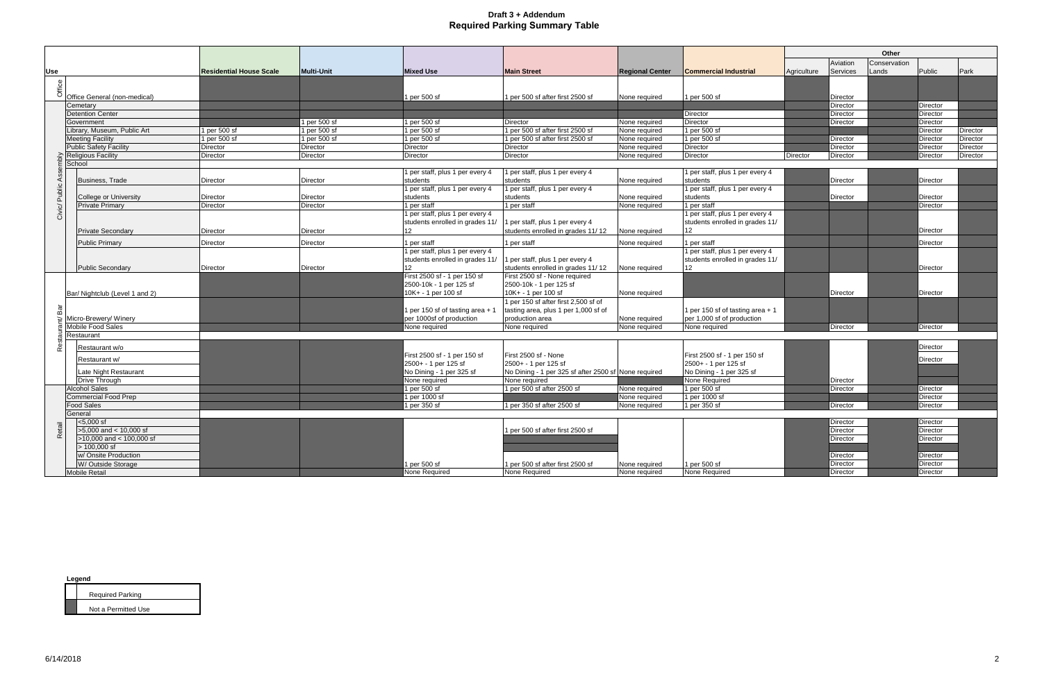**Draft 3 + Addendum**
**Required Parking Summary Table**

| Use | | Residential House Scale | Multi-Unit | Mixed Use | Main Street | Regional Center | Commercial Industrial | Other: Agriculture | Other: Aviation Services | Other: Conservation Lands | Other: Public | Other: Park |
|---|---|---|---|---|---|---|---|---|---|---|---|---|
| Office | Office General (non-medical) | | | 1 per 500 sf | 1 per 500 sf after first 2500 sf | None required | 1 per 500 sf | | Director | | | |
| Civic/ Public Assembly | Cemetary | | | | | | | | Director | | Director | |
| | Detention Center | | | | | | Director | | Director | | Director | |
| | Government | | 1 per 500 sf | 1 per 500 sf | Director | None required | Director | | Director | | Director | |
| | Library, Museum, Public Art | 1 per 500 sf | 1 per 500 sf | 1 per 500 sf | 1 per 500 sf after first 2500 sf | None required | 1 per 500 sf | | | | Director | Director |
| | Meeting Facility | 1 per 500 sf | 1 per 500 sf | 1 per 500 sf | 1 per 500 sf after first 2500 sf | None required | 1 per 500 sf | | Director | | Director | Director |
| | Public Safety Facility | Director | Director | Director | Director | None required | Director | | Director | | Director | Director |
| | Religious Facility | Director | Director | Director | Director | None required | Director | Director | Director | | Director | Director |
| | School | | | | | | | | | | | |
| | Business, Trade | Director | Director | 1 per staff, plus 1 per every 4 students | 1 per staff, plus 1 per every 4 students | None required | 1 per staff, plus 1 per every 4 students | | Director | | Director | |
| | College or University | Director | Director | 1 per staff, plus 1 per every 4 students | 1 per staff, plus 1 per every 4 students | None required | 1 per staff, plus 1 per every 4 students | | Director | | Director | |
| | Private Primary | Director | Director | 1 per staff | 1 per staff | None required | 1 per staff | | | | Director | |
| | Private Secondary | Director | Director | 1 per staff, plus 1 per every 4 students enrolled in grades 11/ 12 | 1 per staff, plus 1 per every 4 students enrolled in grades 11/ 12 | None required | 1 per staff, plus 1 per every 4 students enrolled in grades 11/ 12 | | | | Director | |
| | Public Primary | Director | Director | 1 per staff | 1 per staff | None required | 1 per staff | | | | Director | |
| | Public Secondary | Director | Director | 1 per staff, plus 1 per every 4 students enrolled in grades 11/ 12 | 1 per staff, plus 1 per every 4 students enrolled in grades 11/ 12 | None required | 1 per staff, plus 1 per every 4 students enrolled in grades 11/ 12 | | | | Director | |
| Restaurant/ Bar | Bar/ Nightclub (Level 1 and 2) | | | First 2500 sf - 1 per 150 sf 2500-10k - 1 per 125 sf 10K+ - 1 per 100 sf | First 2500 sf - None required 2500-10k - 1 per 125 sf 10K+ - 1 per 100 sf | None required | | | Director | | Director | |
| | Micro-Brewery/ Winery | | | 1 per 150 sf of tasting area + 1 per 1000sf of production | 1 per 150 sf after first 2,500 sf of tasting area, plus 1 per 1,000 sf of production area | None required | 1 per 150 sf of tasting area + 1 per 1,000 sf of production | | | | | |
| | Mobile Food Sales | | | None required | None required | None required | None required | | Director | | Director | |
| | Restaurant | | | | | | | | | | | |
| | Restaurant w/o | | | | | | | | | | Director | |
| | Restaurant w/ | | | First 2500 sf - 1 per 150 sf 2500+ - 1 per 125 sf | First 2500 sf - None 2500+ - 1 per 125 sf | | First 2500 sf - 1 per 150 sf 2500+ - 1 per 125 sf | | | | Director | |
| | Late Night Restaurant | | | No Dining - 1 per 325 sf | No Dining - 1 per 325 sf after 2500 sf | None required | No Dining - 1 per 325 sf | | | | | |
| | Drive Through | | | None required | None required | | None Required | | Director | | | |
| Retail | Alcohol Sales | | | 1 per 500 sf | 1 per 500 sf after 2500 sf | None required | 1 per 500 sf | | Director | | Director | |
| | Commercial Food Prep | | | 1 per 1000 sf | | None required | 1 per 1000 sf | | | | Director | |
| | Food Sales | | | 1 per 350 sf | 1 per 350 sf after 2500 sf | None required | 1 per 350 sf | | Director | | Director | |
| | General | | | | | | | | | | | |
| | <5,000 sf | | | | | | | | Director | | Director | |
| | >5,000 and < 10,000 sf | | | | 1 per 500 sf after first 2500 sf | | | | Director | | Director | |
| | >10,000 and < 100,000 sf | | | | | | | | Director | | Director | |
| | > 100,000 sf | | | | | | | | | | | |
| | w/ Onsite Production | | | | | | | | Director | | Director | |
| | W/ Outside Storage | | | 1 per 500 sf | 1 per 500 sf after first 2500 sf | None required | 1 per 500 sf | | Director | | Director | |
| | Mobile Retail | | | None Required | None Required | None required | None Required | | Director | | Director | |

**Legend**

- Required Parking
- Not a Permitted Use

6/14/2018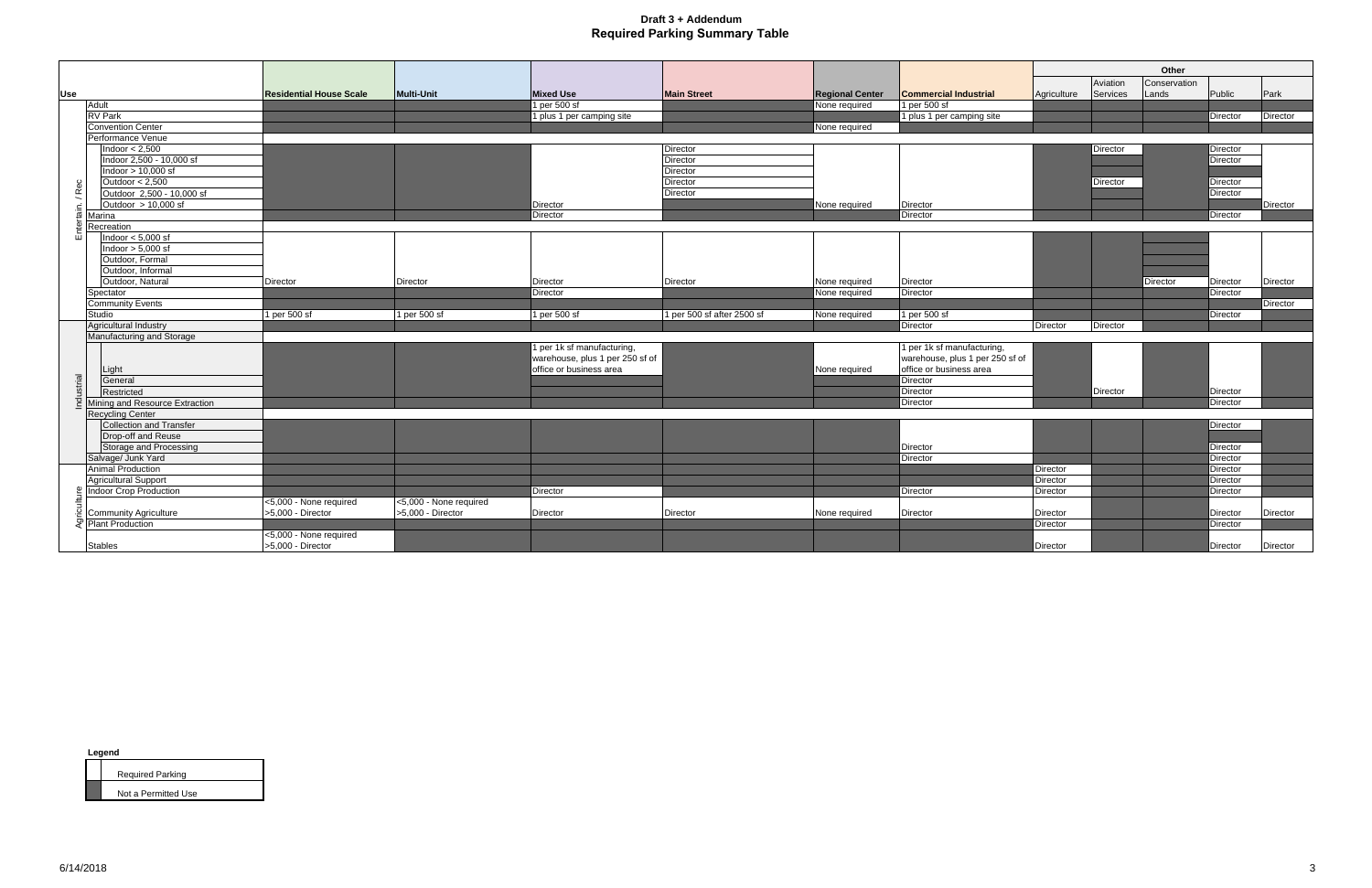# Draft 3 + Addendum
## Required Parking Summary Table

| Use | | Residential House Scale | Multi-Unit | Mixed Use | Main Street | Regional Center | Commercial Industrial | Other: Agriculture | Other: Aviation Services | Other: Conservation Lands | Other: Public | Other: Park |
|---|---|---|---|---|---|---|---|---|---|---|---|---|
| Entertain. / Rec | Adult | | | 1 per 500 sf | | None required | 1 per 500 sf | | | | | |
| | RV Park | | | 1 plus 1 per camping site | | | 1 plus 1 per camping site | | | | Director | Director |
| | Convention Center | | | | | None required | | | | | | |
| | Performance Venue | | | | | | | | | | | |
| | Indoor < 2,500 | | | Director | Director | None required | Director | | Director | | Director | Director |
| | Indoor 2,500 - 10,000 sf | | | Director | Director | None required | Director | | | | Director | Director |
| | Indoor > 10,000 sf | | | Director | Director | None required | Director | | | | | Director |
| | Outdoor < 2,500 | | | Director | Director | None required | Director | | Director | | Director | Director |
| | Outdoor 2,500 - 10,000 sf | | | Director | Director | None required | Director | | | | Director | Director |
| | Outdoor > 10,000 sf | | | Director | | None required | Director | | | | | Director |
| | Marina | | | Director | | | Director | | | | Director | |
| | Recreation | | | | | | | | | | | |
| | Indoor < 5,000 sf | Director | Director | Director | Director | None required | Director | | | | Director | Director |
| | Indoor > 5,000 sf | Director | Director | Director | Director | None required | Director | | | | Director | Director |
| | Outdoor, Formal | Director | Director | Director | Director | None required | Director | | | | Director | Director |
| | Outdoor, Informal | Director | Director | Director | Director | None required | Director | | | | Director | Director |
| | Outdoor, Natural | Director | Director | Director | Director | None required | Director | | | Director | Director | Director |
| | Spectator | | | Director | | None required | Director | | | | Director | |
| | Community Events | | | | | | | | | | | Director |
| | Studio | 1 per 500 sf | 1 per 500 sf | 1 per 500 sf | 1 per 500 sf after 2500 sf | None required | 1 per 500 sf | | | | Director | |
| Industrial | Agricultural Industry | | | | | | Director | Director | Director | | | |
| | Manufacturing and Storage | | | | | | | | | | | |
| | Light | | | 1 per 1k sf manufacturing, warehouse, plus 1 per 250 sf of office or business area | | None required | 1 per 1k sf manufacturing, warehouse, plus 1 per 250 sf of office or business area | | Director | | | |
| | General | | | | | | Director | | Director | | | |
| | Restricted | | | | | | Director | | Director | | Director | |
| | Mining and Resource Extraction | | | | | | Director | | | | Director | |
| | Recycling Center | | | | | | | | | | | |
| | Collection and Transfer | | | | | | Director | | | | Director | |
| | Drop-off and Reuse | | | | | | Director | | | | | |
| | Storage and Processing | | | | | | Director | | | | Director | |
| | Salvage/ Junk Yard | | | | | | Director | | | | Director | |
| Agriculture | Animal Production | | | | | | | Director | | | Director | |
| | Agricultural Support | | | | | | | Director | | | Director | |
| | Indoor Crop Production | | | Director | | | Director | Director | | | Director | |
| | Community Agriculture | <5,000 - None required >5,000 - Director | <5,000 - None required >5,000 - Director | Director | Director | None required | Director | Director | | | Director | Director |
| | Plant Production | | | | | | | Director | | | Director | |
| | Stables | <5,000 - None required >5,000 - Director | | | | | | Director | | | Director | Director |

**Legend**

| | |
|---|---|
| (white) | Required Parking |
| (shaded) | Not a Permitted Use |

6/14/2018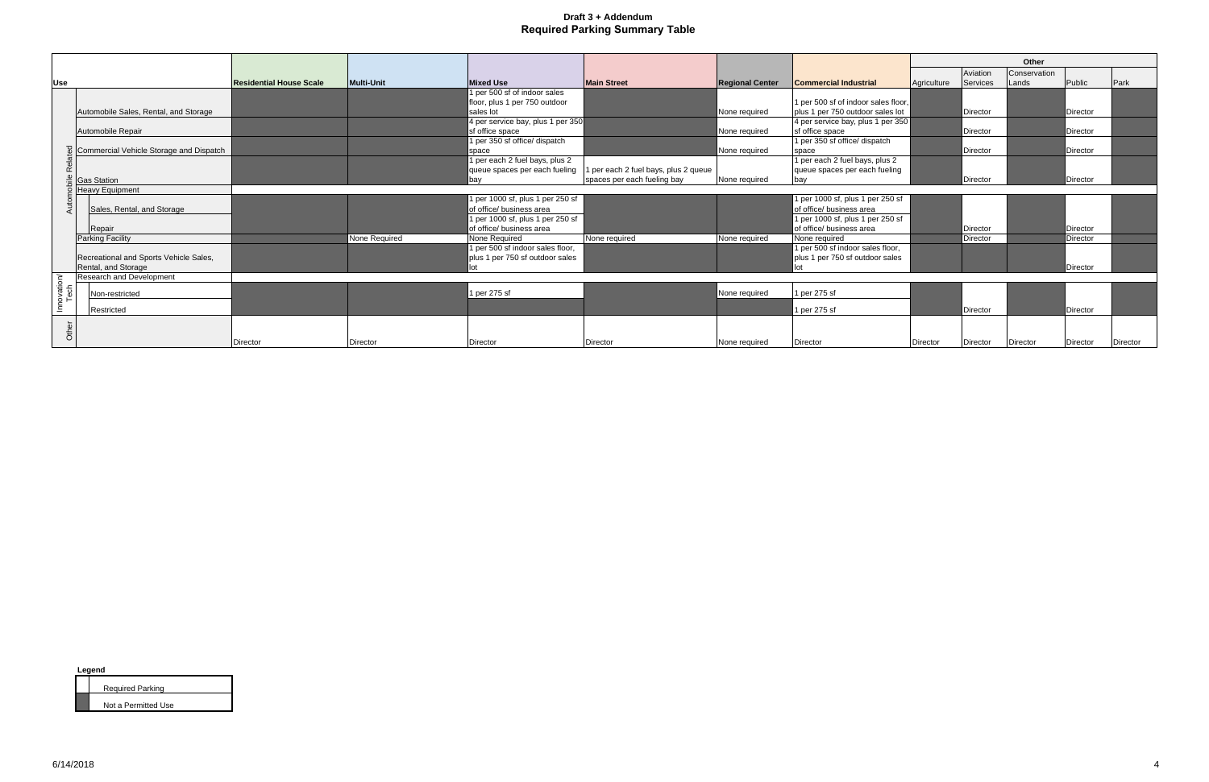**Draft 3 + Addendum**
**Required Parking Summary Table**

| Use | | Residential House Scale | Multi-Unit | Mixed Use | Main Street | Regional Center | Commercial Industrial | Other: Agriculture | Other: Aviation Services | Other: Conservation Lands | Other: Public | Other: Park |
|---|---|---|---|---|---|---|---|---|---|---|---|---|
| Automobile Related | Automobile Sales, Rental, and Storage | | | 1 per 500 sf of indoor sales floor, plus 1 per 750 outdoor sales lot | | None required | 1 per 500 sf of indoor sales floor, plus 1 per 750 outdoor sales lot | | Director | | Director | |
| Automobile Related | Automobile Repair | | | 4 per service bay, plus 1 per 350 sf office space | | None required | 4 per service bay, plus 1 per 350 sf office space | | Director | | Director | |
| Automobile Related | Commercial Vehicle Storage and Dispatch | | | 1 per 350 sf of office/ dispatch space | | None required | 1 per 350 sf of office/ dispatch space | | Director | | Director | |
| Automobile Related | Gas Station | | | 1 per each 2 fuel bays, plus 2 queue spaces per each fueling bay | 1 per each 2 fuel bays, plus 2 queue spaces per each fueling bay | None required | 1 per each 2 fuel bays, plus 2 queue spaces per each fueling bay | | Director | | Director | |
| Automobile Related | Heavy Equipment | | | | | | | | | | | |
| Automobile Related | Sales, Rental, and Storage | | | 1 per 1000 sf, plus 1 per 250 sf of office/ business area | | | 1 per 1000 sf, plus 1 per 250 sf of office/ business area | | | | | |
| Automobile Related | Repair | | | 1 per 1000 sf, plus 1 per 250 sf of office/ business area | | | 1 per 1000 sf, plus 1 per 250 sf of office/ business area | | Director | | Director | |
| Automobile Related | Parking Facility | | None Required | None Required | None required | None required | None required | | Director | | Director | |
| Automobile Related | Recreational and Sports Vehicle Sales, Rental, and Storage | | | 1 per 500 sf indoor sales floor, plus 1 per 750 sf outdoor sales lot | | | 1 per 500 sf indoor sales floor, plus 1 per 750 sf outdoor sales lot | | | | Director | |
| Innovation/ Tech | Research and Development | | | | | | | | | | | |
| Innovation/ Tech | Non-restricted | | | 1 per 275 sf | | None required | 1 per 275 sf | | | | | |
| Innovation/ Tech | Restricted | | | | | | 1 per 275 sf | | Director | | Director | |
| Other | | Director | Director | Director | Director | None required | Director | Director | Director | Director | Director | Director |

**Legend**

- (white) Required Parking
- (dark gray) Not a Permitted Use

6/14/2018